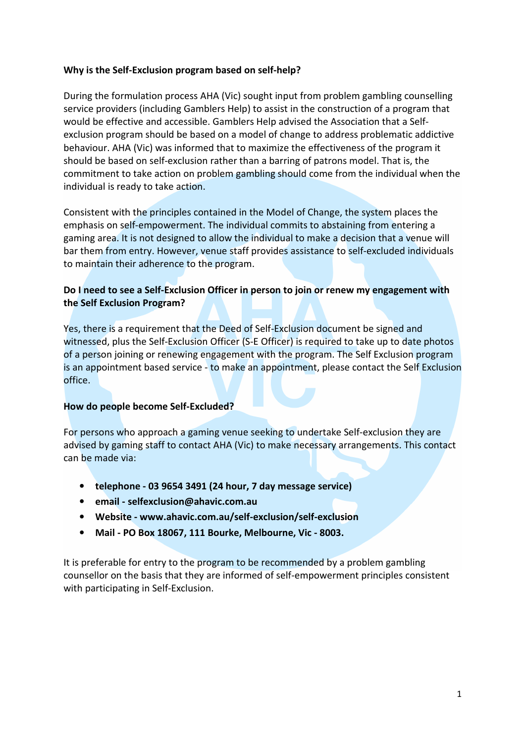**Why is the Self-Exclusion program based on self-help?**

During the formulation process AHA (Vic) sought input from problem gambling counselling service providers (including Gamblers Help) to assist in the construction of a program that would be effective and accessible. Gamblers Help advised the Association that a Self-exclusion program should be based on a model of change to address problematic addictive behaviour. AHA (Vic) was informed that to maximize the effectiveness of the program it should be based on self-exclusion rather than a barring of patrons model. That is, the commitment to take action on problem gambling should come from the individual when the individual is ready to take action.

Consistent with the principles contained in the Model of Change, the system places the emphasis on self-empowerment. The individual commits to abstaining from entering a gaming area. It is not designed to allow the individual to make a decision that a venue will bar them from entry. However, venue staff provides assistance to self-excluded individuals to maintain their adherence to the program.

**Do I need to see a Self-Exclusion Officer in person to join or renew my engagement with the Self Exclusion Program?**

Yes, there is a requirement that the Deed of Self-Exclusion document be signed and witnessed, plus the Self-Exclusion Officer (S-E Officer) is required to take up to date photos of a person joining or renewing engagement with the program. The Self Exclusion program is an appointment based service - to make an appointment, please contact the Self Exclusion office.

**How do people become Self-Excluded?**

For persons who approach a gaming venue seeking to undertake Self-exclusion they are advised by gaming staff to contact AHA (Vic) to make necessary arrangements. This contact can be made via:

- **telephone - 03 9654 3491 (24 hour, 7 day message service)**
- **email - selfexclusion@ahavic.com.au**
- **Website - www.ahavic.com.au/self-exclusion/self-exclusion**
- **Mail - PO Box 18067, 111 Bourke, Melbourne, Vic - 8003.**

It is preferable for entry to the program to be recommended by a problem gambling counsellor on the basis that they are informed of self-empowerment principles consistent with participating in Self-Exclusion.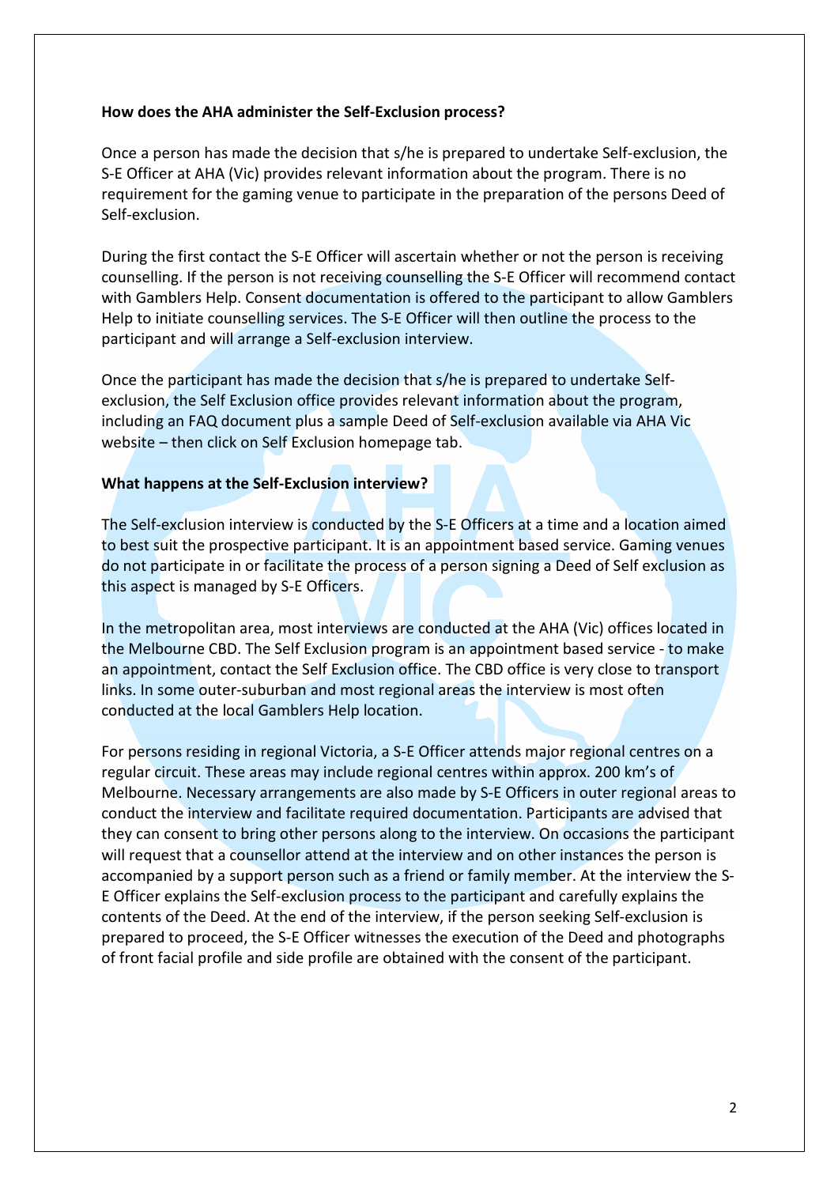**How does the AHA administer the Self-Exclusion process?**

Once a person has made the decision that s/he is prepared to undertake Self-exclusion, the S-E Officer at AHA (Vic) provides relevant information about the program. There is no requirement for the gaming venue to participate in the preparation of the persons Deed of Self-exclusion.

During the first contact the S-E Officer will ascertain whether or not the person is receiving counselling. If the person is not receiving counselling the S-E Officer will recommend contact with Gamblers Help. Consent documentation is offered to the participant to allow Gamblers Help to initiate counselling services. The S-E Officer will then outline the process to the participant and will arrange a Self-exclusion interview.

Once the participant has made the decision that s/he is prepared to undertake Self-exclusion, the Self Exclusion office provides relevant information about the program, including an FAQ document plus a sample Deed of Self-exclusion available via AHA Vic website – then click on Self Exclusion homepage tab.

**What happens at the Self-Exclusion interview?**

The Self-exclusion interview is conducted by the S-E Officers at a time and a location aimed to best suit the prospective participant. It is an appointment based service. Gaming venues do not participate in or facilitate the process of a person signing a Deed of Self exclusion as this aspect is managed by S-E Officers.

In the metropolitan area, most interviews are conducted at the AHA (Vic) offices located in the Melbourne CBD. The Self Exclusion program is an appointment based service - to make an appointment, contact the Self Exclusion office. The CBD office is very close to transport links. In some outer-suburban and most regional areas the interview is most often conducted at the local Gamblers Help location.

For persons residing in regional Victoria, a S-E Officer attends major regional centres on a regular circuit. These areas may include regional centres within approx. 200 km's of Melbourne. Necessary arrangements are also made by S-E Officers in outer regional areas to conduct the interview and facilitate required documentation. Participants are advised that they can consent to bring other persons along to the interview. On occasions the participant will request that a counsellor attend at the interview and on other instances the person is accompanied by a support person such as a friend or family member. At the interview the S-E Officer explains the Self-exclusion process to the participant and carefully explains the contents of the Deed. At the end of the interview, if the person seeking Self-exclusion is prepared to proceed, the S-E Officer witnesses the execution of the Deed and photographs of front facial profile and side profile are obtained with the consent of the participant.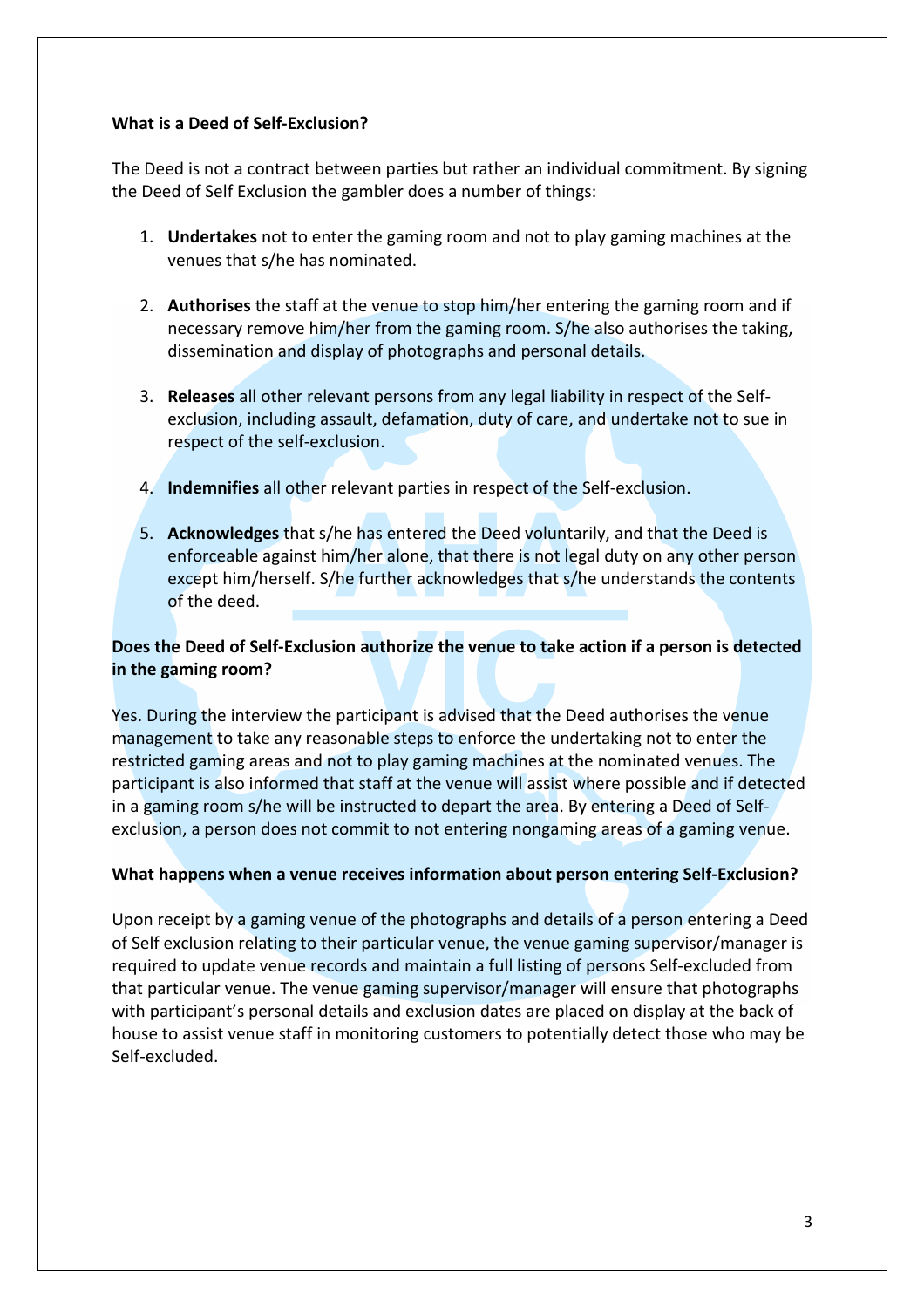**What is a Deed of Self-Exclusion?**

The Deed is not a contract between parties but rather an individual commitment. By signing the Deed of Self Exclusion the gambler does a number of things:

1. **Undertakes** not to enter the gaming room and not to play gaming machines at the venues that s/he has nominated.

2. **Authorises** the staff at the venue to stop him/her entering the gaming room and if necessary remove him/her from the gaming room. S/he also authorises the taking, dissemination and display of photographs and personal details.

3. **Releases** all other relevant persons from any legal liability in respect of the Self-exclusion, including assault, defamation, duty of care, and undertake not to sue in respect of the self-exclusion.

4. **Indemnifies** all other relevant parties in respect of the Self-exclusion.

5. **Acknowledges** that s/he has entered the Deed voluntarily, and that the Deed is enforceable against him/her alone, that there is not legal duty on any other person except him/herself. S/he further acknowledges that s/he understands the contents of the deed.

**Does the Deed of Self-Exclusion authorize the venue to take action if a person is detected in the gaming room?**

Yes. During the interview the participant is advised that the Deed authorises the venue management to take any reasonable steps to enforce the undertaking not to enter the restricted gaming areas and not to play gaming machines at the nominated venues. The participant is also informed that staff at the venue will assist where possible and if detected in a gaming room s/he will be instructed to depart the area. By entering a Deed of Self-exclusion, a person does not commit to not entering nongaming areas of a gaming venue.

**What happens when a venue receives information about person entering Self-Exclusion?**

Upon receipt by a gaming venue of the photographs and details of a person entering a Deed of Self exclusion relating to their particular venue, the venue gaming supervisor/manager is required to update venue records and maintain a full listing of persons Self-excluded from that particular venue. The venue gaming supervisor/manager will ensure that photographs with participant's personal details and exclusion dates are placed on display at the back of house to assist venue staff in monitoring customers to potentially detect those who may be Self-excluded.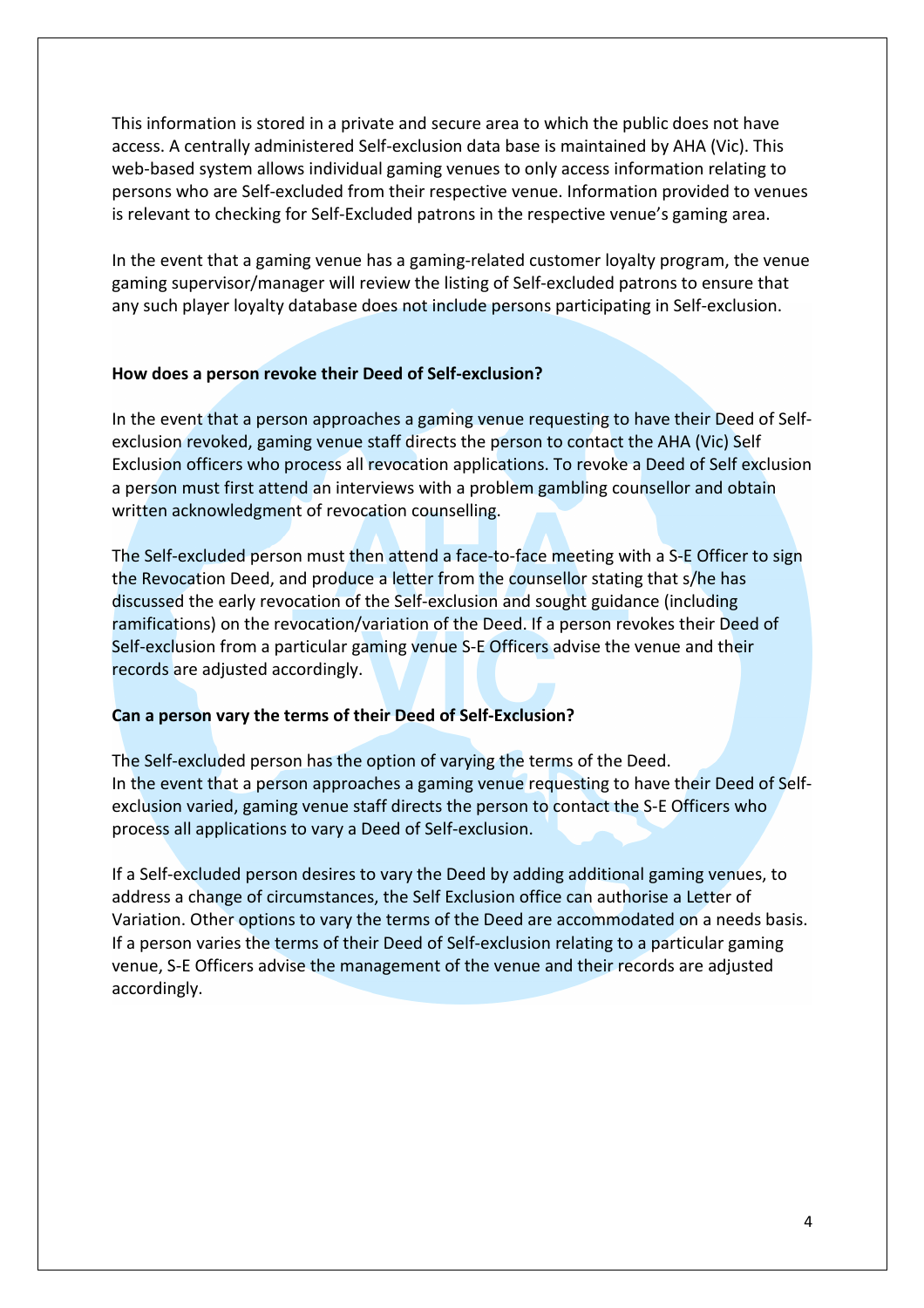This information is stored in a private and secure area to which the public does not have access. A centrally administered Self-exclusion data base is maintained by AHA (Vic). This web-based system allows individual gaming venues to only access information relating to persons who are Self-excluded from their respective venue. Information provided to venues is relevant to checking for Self-Excluded patrons in the respective venue's gaming area.

In the event that a gaming venue has a gaming-related customer loyalty program, the venue gaming supervisor/manager will review the listing of Self-excluded patrons to ensure that any such player loyalty database does not include persons participating in Self-exclusion.

**How does a person revoke their Deed of Self-exclusion?**

In the event that a person approaches a gaming venue requesting to have their Deed of Self-exclusion revoked, gaming venue staff directs the person to contact the AHA (Vic) Self Exclusion officers who process all revocation applications. To revoke a Deed of Self exclusion a person must first attend an interviews with a problem gambling counsellor and obtain written acknowledgment of revocation counselling.

The Self-excluded person must then attend a face-to-face meeting with a S-E Officer to sign the Revocation Deed, and produce a letter from the counsellor stating that s/he has discussed the early revocation of the Self-exclusion and sought guidance (including ramifications) on the revocation/variation of the Deed. If a person revokes their Deed of Self-exclusion from a particular gaming venue S-E Officers advise the venue and their records are adjusted accordingly.

**Can a person vary the terms of their Deed of Self-Exclusion?**

The Self-excluded person has the option of varying the terms of the Deed.
In the event that a person approaches a gaming venue requesting to have their Deed of Self-exclusion varied, gaming venue staff directs the person to contact the S-E Officers who process all applications to vary a Deed of Self-exclusion.

If a Self-excluded person desires to vary the Deed by adding additional gaming venues, to address a change of circumstances, the Self Exclusion office can authorise a Letter of Variation. Other options to vary the terms of the Deed are accommodated on a needs basis. If a person varies the terms of their Deed of Self-exclusion relating to a particular gaming venue, S-E Officers advise the management of the venue and their records are adjusted accordingly.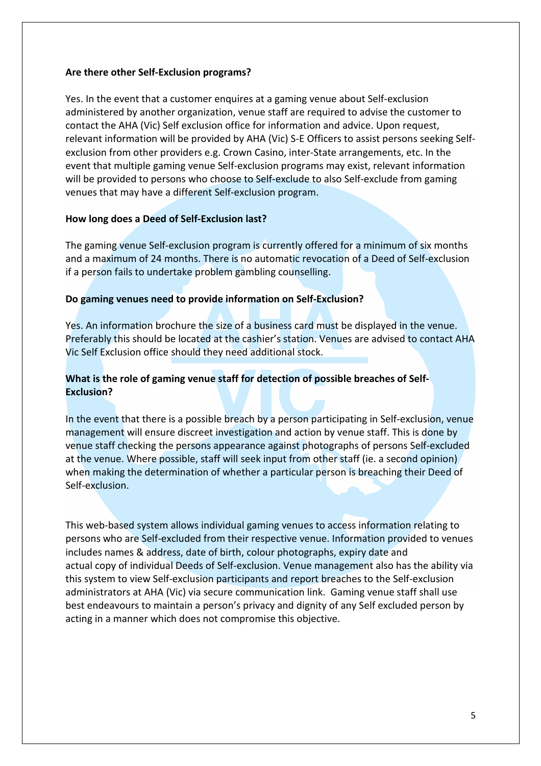**Are there other Self-Exclusion programs?**

Yes. In the event that a customer enquires at a gaming venue about Self-exclusion administered by another organization, venue staff are required to advise the customer to contact the AHA (Vic) Self exclusion office for information and advice. Upon request, relevant information will be provided by AHA (Vic) S-E Officers to assist persons seeking Self-exclusion from other providers e.g. Crown Casino, inter-State arrangements, etc. In the event that multiple gaming venue Self-exclusion programs may exist, relevant information will be provided to persons who choose to Self-exclude to also Self-exclude from gaming venues that may have a different Self-exclusion program.

**How long does a Deed of Self-Exclusion last?**

The gaming venue Self-exclusion program is currently offered for a minimum of six months and a maximum of 24 months. There is no automatic revocation of a Deed of Self-exclusion if a person fails to undertake problem gambling counselling.

**Do gaming venues need to provide information on Self-Exclusion?**

Yes. An information brochure the size of a business card must be displayed in the venue. Preferably this should be located at the cashier's station. Venues are advised to contact AHA Vic Self Exclusion office should they need additional stock.

**What is the role of gaming venue staff for detection of possible breaches of Self-Exclusion?**

In the event that there is a possible breach by a person participating in Self-exclusion, venue management will ensure discreet investigation and action by venue staff. This is done by venue staff checking the persons appearance against photographs of persons Self-excluded at the venue. Where possible, staff will seek input from other staff (ie. a second opinion) when making the determination of whether a particular person is breaching their Deed of Self-exclusion.

This web-based system allows individual gaming venues to access information relating to persons who are Self-excluded from their respective venue. Information provided to venues includes names & address, date of birth, colour photographs, expiry date and actual copy of individual Deeds of Self-exclusion. Venue management also has the ability via this system to view Self-exclusion participants and report breaches to the Self-exclusion administrators at AHA (Vic) via secure communication link. Gaming venue staff shall use best endeavours to maintain a person's privacy and dignity of any Self excluded person by acting in a manner which does not compromise this objective.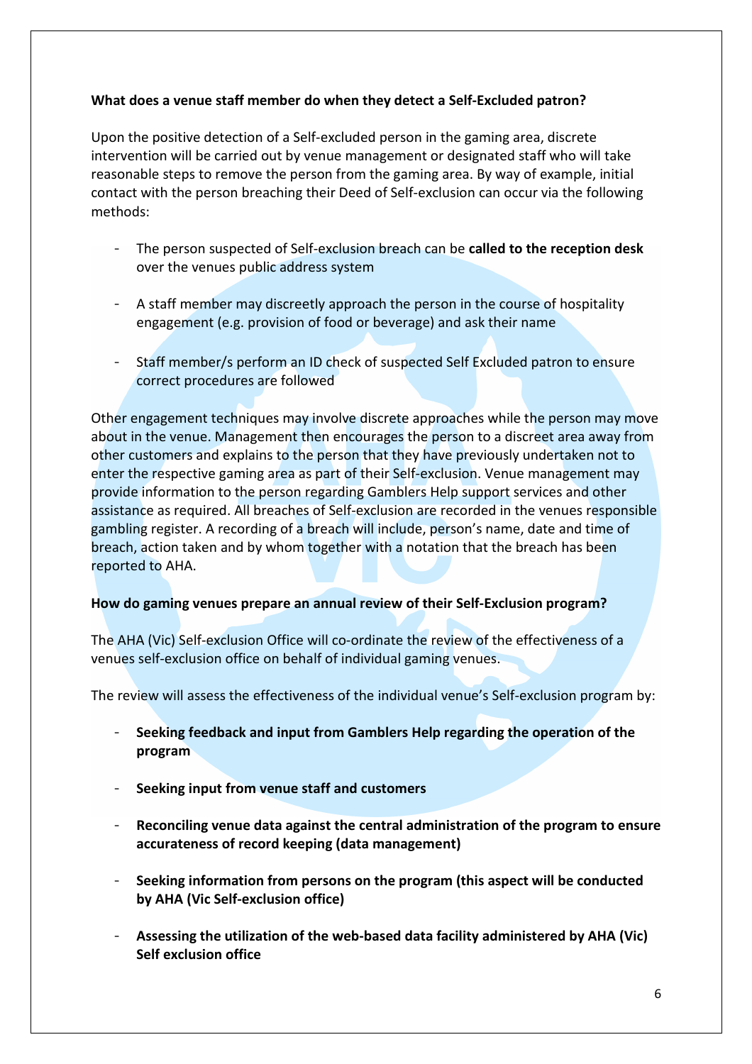**What does a venue staff member do when they detect a Self-Excluded patron?**

Upon the positive detection of a Self-excluded person in the gaming area, discrete intervention will be carried out by venue management or designated staff who will take reasonable steps to remove the person from the gaming area. By way of example, initial contact with the person breaching their Deed of Self-exclusion can occur via the following methods:

- The person suspected of Self-exclusion breach can be **called to the reception desk** over the venues public address system
- A staff member may discreetly approach the person in the course of hospitality engagement (e.g. provision of food or beverage) and ask their name
- Staff member/s perform an ID check of suspected Self Excluded patron to ensure correct procedures are followed

Other engagement techniques may involve discrete approaches while the person may move about in the venue. Management then encourages the person to a discreet area away from other customers and explains to the person that they have previously undertaken not to enter the respective gaming area as part of their Self-exclusion. Venue management may provide information to the person regarding Gamblers Help support services and other assistance as required. All breaches of Self-exclusion are recorded in the venues responsible gambling register. A recording of a breach will include, person's name, date and time of breach, action taken and by whom together with a notation that the breach has been reported to AHA.

**How do gaming venues prepare an annual review of their Self-Exclusion program?**

The AHA (Vic) Self-exclusion Office will co-ordinate the review of the effectiveness of a venues self-exclusion office on behalf of individual gaming venues.

The review will assess the effectiveness of the individual venue's Self-exclusion program by:

- **Seeking feedback and input from Gamblers Help regarding the operation of the program**
- **Seeking input from venue staff and customers**
- **Reconciling venue data against the central administration of the program to ensure accurateness of record keeping (data management)**
- **Seeking information from persons on the program (this aspect will be conducted by AHA (Vic Self-exclusion office)**
- **Assessing the utilization of the web-based data facility administered by AHA (Vic) Self exclusion office**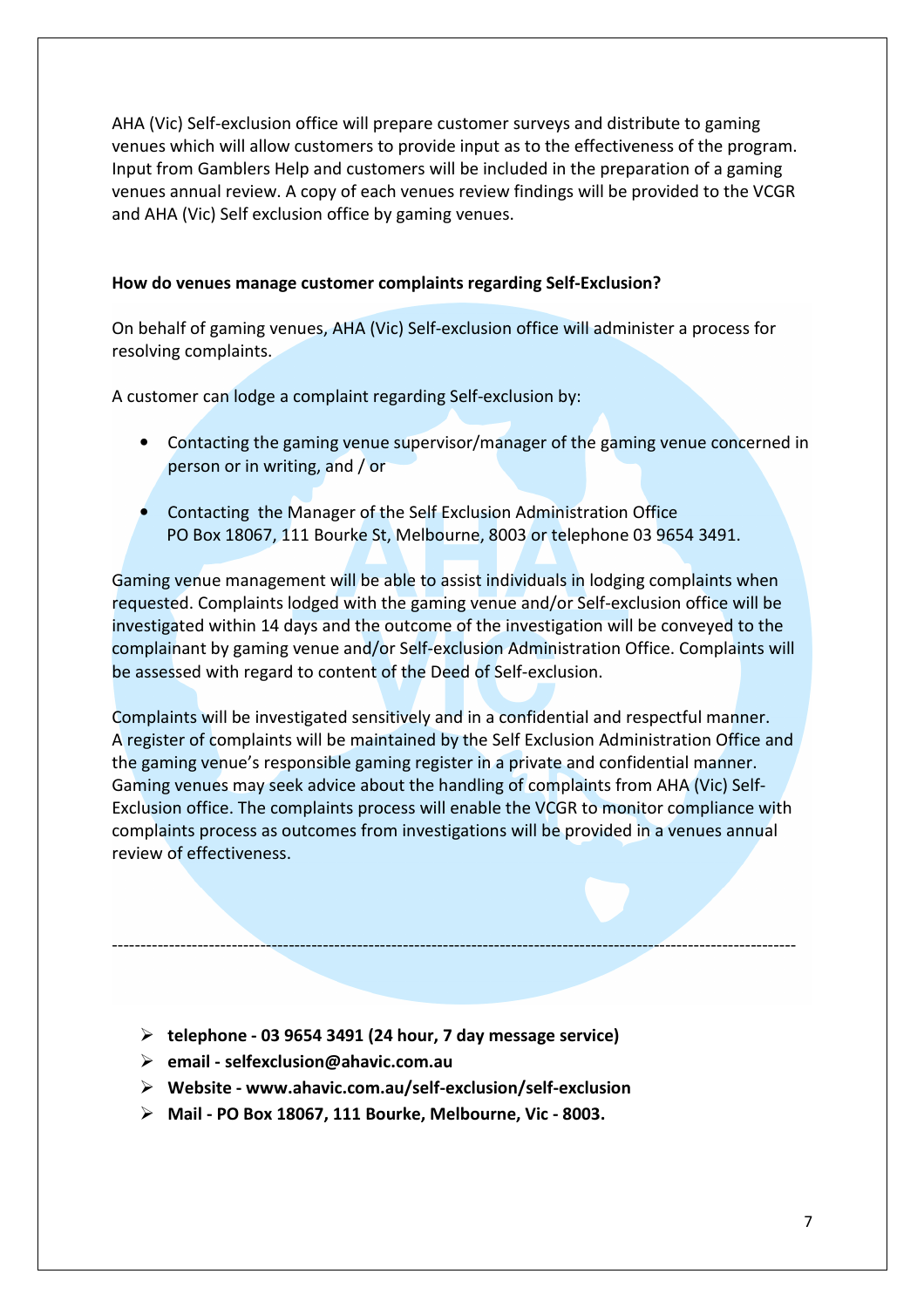AHA (Vic) Self-exclusion office will prepare customer surveys and distribute to gaming venues which will allow customers to provide input as to the effectiveness of the program. Input from Gamblers Help and customers will be included in the preparation of a gaming venues annual review. A copy of each venues review findings will be provided to the VCGR and AHA (Vic) Self exclusion office by gaming venues.

**How do venues manage customer complaints regarding Self-Exclusion?**

On behalf of gaming venues, AHA (Vic) Self-exclusion office will administer a process for resolving complaints.

A customer can lodge a complaint regarding Self-exclusion by:

- Contacting the gaming venue supervisor/manager of the gaming venue concerned in person or in writing, and / or
- Contacting the Manager of the Self Exclusion Administration Office PO Box 18067, 111 Bourke St, Melbourne, 8003 or telephone 03 9654 3491.

Gaming venue management will be able to assist individuals in lodging complaints when requested. Complaints lodged with the gaming venue and/or Self-exclusion office will be investigated within 14 days and the outcome of the investigation will be conveyed to the complainant by gaming venue and/or Self-exclusion Administration Office. Complaints will be assessed with regard to content of the Deed of Self-exclusion.

Complaints will be investigated sensitively and in a confidential and respectful manner. A register of complaints will be maintained by the Self Exclusion Administration Office and the gaming venue's responsible gaming register in a private and confidential manner. Gaming venues may seek advice about the handling of complaints from AHA (Vic) Self-Exclusion office. The complaints process will enable the VCGR to monitor compliance with complaints process as outcomes from investigations will be provided in a venues annual review of effectiveness.

---

- **telephone - 03 9654 3491 (24 hour, 7 day message service)**
- **email - selfexclusion@ahavic.com.au**
- **Website - www.ahavic.com.au/self-exclusion/self-exclusion**
- **Mail - PO Box 18067, 111 Bourke, Melbourne, Vic - 8003.**